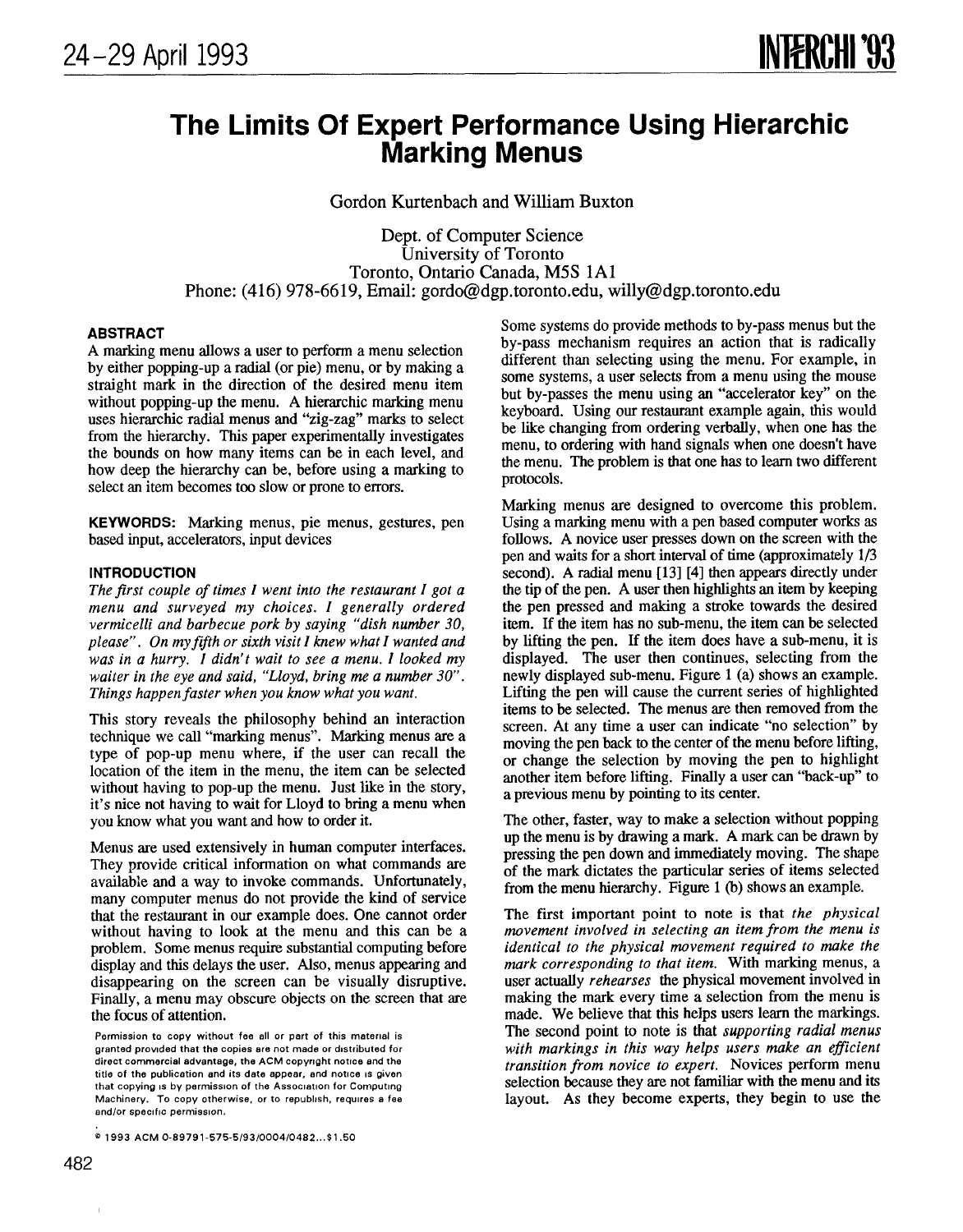# The Limits Of Expert Performance Using Hierarchic Marking Menus

Gordon Kurtenbach and William Buxton

Dept. of Computer Science
University of Toronto
Toronto, Ontario Canada, M5S 1A1
Phone: (416) 978-6619, Email: gordo@dgp.toronto.edu, willy@dgp.toronto.edu

## ABSTRACT

A marking menu allows a user to perform a menu selection by either popping-up a radial (or pie) menu, or by making a straight mark in the direction of the desired menu item without popping-up the menu. A hierarchic marking menu uses hierarchic radial menus and "zig-zag" marks to select from the hierarchy. This paper experimentally investigates the bounds on how many items can be in each level, and how deep the hierarchy can be, before using a marking to select an item becomes too slow or prone to errors.

**KEYWORDS:** Marking menus, pie menus, gestures, pen based input, accelerators, input devices

## INTRODUCTION

*The first couple of times I went into the restaurant I got a menu and surveyed my choices. I generally ordered vermicelli and barbecue pork by saying "dish number 30, please". On my fifth or sixth visit I knew what I wanted and was in a hurry. I didn't wait to see a menu. I looked my waiter in the eye and said, "Lloyd, bring me a number 30". Things happen faster when you know what you want.*

This story reveals the philosophy behind an interaction technique we call "marking menus". Marking menus are a type of pop-up menu where, if the user can recall the location of the item in the menu, the item can be selected without having to pop-up the menu. Just like in the story, it's nice not having to wait for Lloyd to bring a menu when you know what you want and how to order it.

Menus are used extensively in human computer interfaces. They provide critical information on what commands are available and a way to invoke commands. Unfortunately, many computer menus do not provide the kind of service that the restaurant in our example does. One cannot order without having to look at the menu and this can be a problem. Some menus require substantial computing before display and this delays the user. Also, menus appearing and disappearing on the screen can be visually disruptive. Finally, a menu may obscure objects on the screen that are the focus of attention.

Permission to copy without fee all or part of this material is granted provided that the copies are not made or distributed for direct commercial advantage, the ACM copyright notice and the title of the publication and its date appear, and notice is given that copying is by permission of the Association for Computing Machinery. To copy otherwise, or to republish, requires a fee and/or specific permission.

© 1993 ACM 0-89791-575-5/93/0004/0482...$1.50

Some systems do provide methods to by-pass menus but the by-pass mechanism requires an action that is radically different than selecting using the menu. For example, in some systems, a user selects from a menu using the mouse but by-passes the menu using an "accelerator key" on the keyboard. Using our restaurant example again, this would be like changing from ordering verbally, when one has the menu, to ordering with hand signals when one doesn't have the menu. The problem is that one has to learn two different protocols.

Marking menus are designed to overcome this problem. Using a marking menu with a pen based computer works as follows. A novice user presses down on the screen with the pen and waits for a short interval of time (approximately 1/3 second). A radial menu [13] [4] then appears directly under the tip of the pen. A user then highlights an item by keeping the pen pressed and making a stroke towards the desired item. If the item has no sub-menu, the item can be selected by lifting the pen. If the item does have a sub-menu, it is displayed. The user then continues, selecting from the newly displayed sub-menu. Figure 1 (a) shows an example. Lifting the pen will cause the current series of highlighted items to be selected. The menus are then removed from the screen. At any time a user can indicate "no selection" by moving the pen back to the center of the menu before lifting, or change the selection by moving the pen to highlight another item before lifting. Finally a user can "back-up" to a previous menu by pointing to its center.

The other, faster, way to make a selection without popping up the menu is by drawing a mark. A mark can be drawn by pressing the pen down and immediately moving. The shape of the mark dictates the particular series of items selected from the menu hierarchy. Figure 1 (b) shows an example.

The first important point to note is that *the physical movement involved in selecting an item from the menu is identical to the physical movement required to make the mark corresponding to that item.* With marking menus, a user actually *rehearses* the physical movement involved in making the mark every time a selection from the menu is made. We believe that this helps users learn the markings. The second point to note is that *supporting radial menus with markings in this way helps users make an efficient transition from novice to expert.* Novices perform menu selection because they are not familiar with the menu and its layout. As they become experts, they begin to use the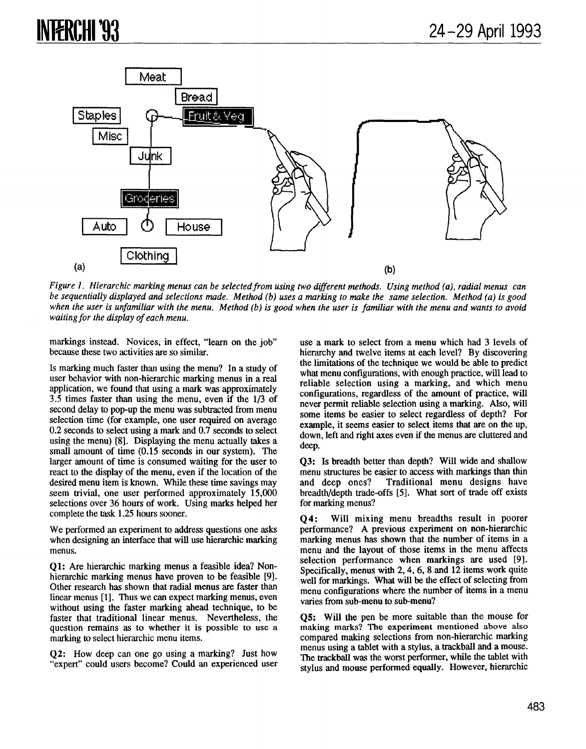*Figure 1. Hierarchic marking menus can be selected from using two different methods. Using method (a), radial menus can be sequentially displayed and selections made. Method (b) uses a marking to make the same selection. Method (a) is good when the user is unfamiliar with the menu. Method (b) is good when the user is familiar with the menu and wants to avoid waiting for the display of each menu.*

markings instead. Novices, in effect, "learn on the job" because these two activities are so similar.

Is marking much faster than using the menu? In a study of user behavior with non-hierarchic marking menus in a real application, we found that using a mark was approximately 3.5 times faster than using the menu, even if the 1/3 of second delay to pop-up the menu was subtracted from menu selection time (for example, one user required on average 0.2 seconds to select using a mark and 0.7 seconds to select using the menu) [8]. Displaying the menu actually takes a small amount of time (0.15 seconds in our system). The larger amount of time is consumed waiting for the user to react to the display of the menu, even if the location of the desired menu item is known. While these time savings may seem trivial, one user performed approximately 15,000 selections over 36 hours of work. Using marks helped her complete the task 1.25 hours sooner.

We performed an experiment to address questions one asks when designing an interface that will use hierarchic marking menus.

**Q1:** Are hierarchic marking menus a feasible idea? Non-hierarchic marking menus have proven to be feasible [9]. Other research has shown that radial menus are faster than linear menus [1]. Thus we can expect marking menus, even without using the faster marking ahead technique, to be faster that traditional linear menus. Nevertheless, the question remains as to whether it is possible to use a marking to select hierarchic menu items.

**Q2:** How deep can one go using a marking? Just how "expert" could users become? Could an experienced user use a mark to select from a menu which had 3 levels of hierarchy and twelve items at each level? By discovering the limitations of the technique we would be able to predict what menu configurations, with enough practice, will lead to reliable selection using a marking, and which menu configurations, regardless of the amount of practice, will never permit reliable selection using a marking. Also, will some items be easier to select regardless of depth? For example, it seems easier to select items that are on the up, down, left and right axes even if the menus are cluttered and deep.

**Q3:** Is breadth better than depth? Will wide and shallow menu structures be easier to access with markings than thin and deep ones? Traditional menu designs have breadth/depth trade-offs [5]. What sort of trade off exists for marking menus?

**Q4:** Will mixing menu breadths result in poorer performance? A previous experiment on non-hierarchic marking menus has shown that the number of items in a menu and the layout of those items in the menu affects selection performance when markings are used [9]. Specifically, menus with 2, 4, 6, 8 and 12 items work quite well for markings. What will be the effect of selecting from menu configurations where the number of items in a menu varies from sub-menu to sub-menu?

**Q5:** Will the pen be more suitable than the mouse for making marks? The experiment mentioned above also compared making selections from non-hierarchic marking menus using a tablet with a stylus, a trackball and a mouse. The trackball was the worst performer, while the tablet with stylus and mouse performed equally. However, hierarchic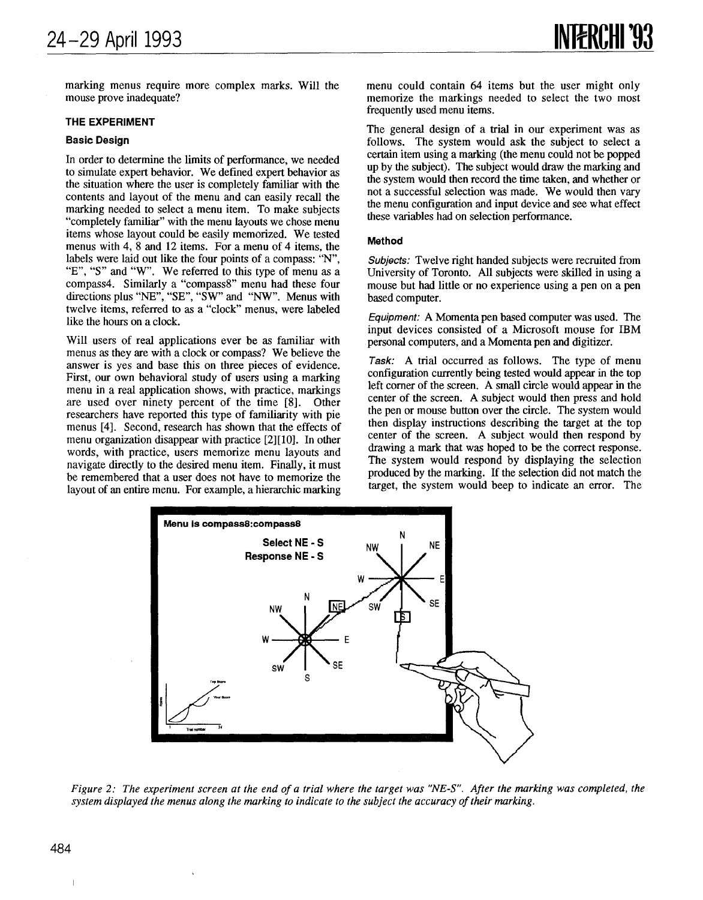marking menus require more complex marks. Will the mouse prove inadequate?

### THE EXPERIMENT

#### Basic Design

In order to determine the limits of performance, we needed to simulate expert behavior. We defined expert behavior as the situation where the user is completely familiar with the contents and layout of the menu and can easily recall the marking needed to select a menu item. To make subjects "completely familiar" with the menu layouts we chose menu items whose layout could be easily memorized. We tested menus with 4, 8 and 12 items. For a menu of 4 items, the labels were laid out like the four points of a compass: "N", "E", "S" and "W". We referred to this type of menu as a compass4. Similarly a "compass8" menu had these four directions plus "NE", "SE", "SW" and "NW". Menus with twelve items, referred to as a "clock" menus, were labeled like the hours on a clock.

Will users of real applications ever be as familiar with menus as they are with a clock or compass? We believe the answer is yes and base this on three pieces of evidence. First, our own behavioral study of users using a marking menu in a real application shows, with practice, markings are used over ninety percent of the time [8]. Other researchers have reported this type of familiarity with pie menus [4]. Second, research has shown that the effects of menu organization disappear with practice [2][10]. In other words, with practice, users memorize menu layouts and navigate directly to the desired menu item. Finally, it must be remembered that a user does not have to memorize the layout of an entire menu. For example, a hierarchic marking menu could contain 64 items but the user might only memorize the markings needed to select the two most frequently used menu items.

The general design of a trial in our experiment was as follows. The system would ask the subject to select a certain item using a marking (the menu could not be popped up by the subject). The subject would draw the marking and the system would then record the time taken, and whether or not a successful selection was made. We would then vary the menu configuration and input device and see what effect these variables had on selection performance.

#### Method

*Subjects:* Twelve right handed subjects were recruited from University of Toronto. All subjects were skilled in using a mouse but had little or no experience using a pen on a pen based computer.

*Equipment:* A Momenta pen based computer was used. The input devices consisted of a Microsoft mouse for IBM personal computers, and a Momenta pen and digitizer.

*Task:* A trial occurred as follows. The type of menu configuration currently being tested would appear in the top left corner of the screen. A small circle would appear in the center of the screen. A subject would then press and hold the pen or mouse button over the circle. The system would then display instructions describing the target at the top center of the screen. A subject would then respond by drawing a mark that was hoped to be the correct response. The system would respond by displaying the selection produced by the marking. If the selection did not match the target, the system would beep to indicate an error. The

*Figure 2: The experiment screen at the end of a trial where the target was "NE-S". After the marking was completed, the system displayed the menus along the marking to indicate to the subject the accuracy of their marking.*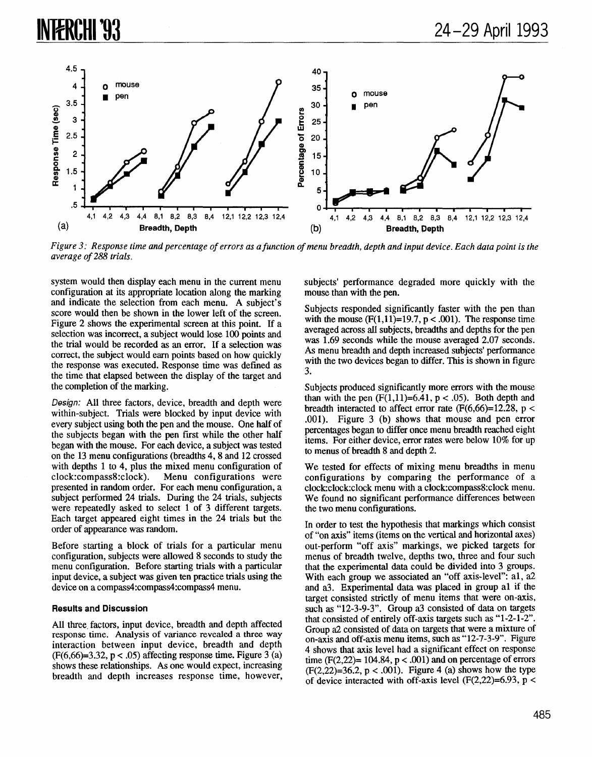*Figure 3: Response time and percentage of errors as a function of menu breadth, depth and input device. Each data point is the average of 288 trials.*

system would then display each menu in the current menu configuration at its appropriate location along the marking and indicate the selection from each menu. A subject's score would then be shown in the lower left of the screen. Figure 2 shows the experimental screen at this point. If a selection was incorrect, a subject would lose 100 points and the trial would be recorded as an error. If a selection was correct, the subject would earn points based on how quickly the response was executed. Response time was defined as the time that elapsed between the display of the target and the completion of the marking.

*Design:* All three factors, device, breadth and depth were within-subject. Trials were blocked by input device with every subject using both the pen and the mouse. One half of the subjects began with the pen first while the other half began with the mouse. For each device, a subject was tested on the 13 menu configurations (breadths 4, 8 and 12 crossed with depths 1 to 4, plus the mixed menu configuration of clock:compass8:clock). Menu configurations were presented in random order. For each menu configuration, a subject performed 24 trials. During the 24 trials, subjects were repeatedly asked to select 1 of 3 different targets. Each target appeared eight times in the 24 trials but the order of appearance was random.

Before starting a block of trials for a particular menu configuration, subjects were allowed 8 seconds to study the menu configuration. Before starting trials with a particular input device, a subject was given ten practice trials using the device on a compass4:compass4:compass4 menu.

### Results and Discussion

All three factors, input device, breadth and depth affected response time. Analysis of variance revealed a three way interaction between input device, breadth and depth ($F(6,66)=3.32$, $p < .05$) affecting response time. Figure 3 (a) shows these relationships. As one would expect, increasing breadth and depth increases response time, however, subjects' performance degraded more quickly with the mouse than with the pen.

Subjects responded significantly faster with the pen than with the mouse ($F(1,11)=19.7$, $p < .001$). The response time averaged across all subjects, breadths and depths for the pen was 1.69 seconds while the mouse averaged 2.07 seconds. As menu breadth and depth increased subjects' performance with the two devices began to differ. This is shown in figure 3.

Subjects produced significantly more errors with the mouse than with the pen ($F(1,11)=6.41$, $p < .05$). Both depth and breadth interacted to affect error rate ($F(6,66)=12.28$, $p < .001$). Figure 3 (b) shows that mouse and pen error percentages began to differ once menu breadth reached eight items. For either device, error rates were below 10% for up to menus of breadth 8 and depth 2.

We tested for effects of mixing menu breadths in menu configurations by comparing the performance of a clock:clock:clock menu with a clock:compass8:clock menu. We found no significant performance differences between the two menu configurations.

In order to test the hypothesis that markings which consist of "on axis" items (items on the vertical and horizontal axes) out-perform "off axis" markings, we picked targets for menus of breadth twelve, depths two, three and four such that the experimental data could be divided into 3 groups. With each group we associated an "off axis-level": a1, a2 and a3. Experimental data was placed in group a1 if the target consisted strictly of menu items that were on-axis, such as "12-3-9-3". Group a3 consisted of data on targets that consisted of entirely off-axis targets such as "1-2-1-2". Group a2 consisted of data on targets that were a mixture of on-axis and off-axis menu items, such as "12-7-3-9". Figure 4 shows that axis level had a significant effect on response time ($F(2,22)= 104.84$, $p < .001$) and on percentage of errors ($F(2,22)=36.2$, $p < .001$). Figure 4 (a) shows how the type of device interacted with off-axis level ($F(2,22)=6.93$, $p <$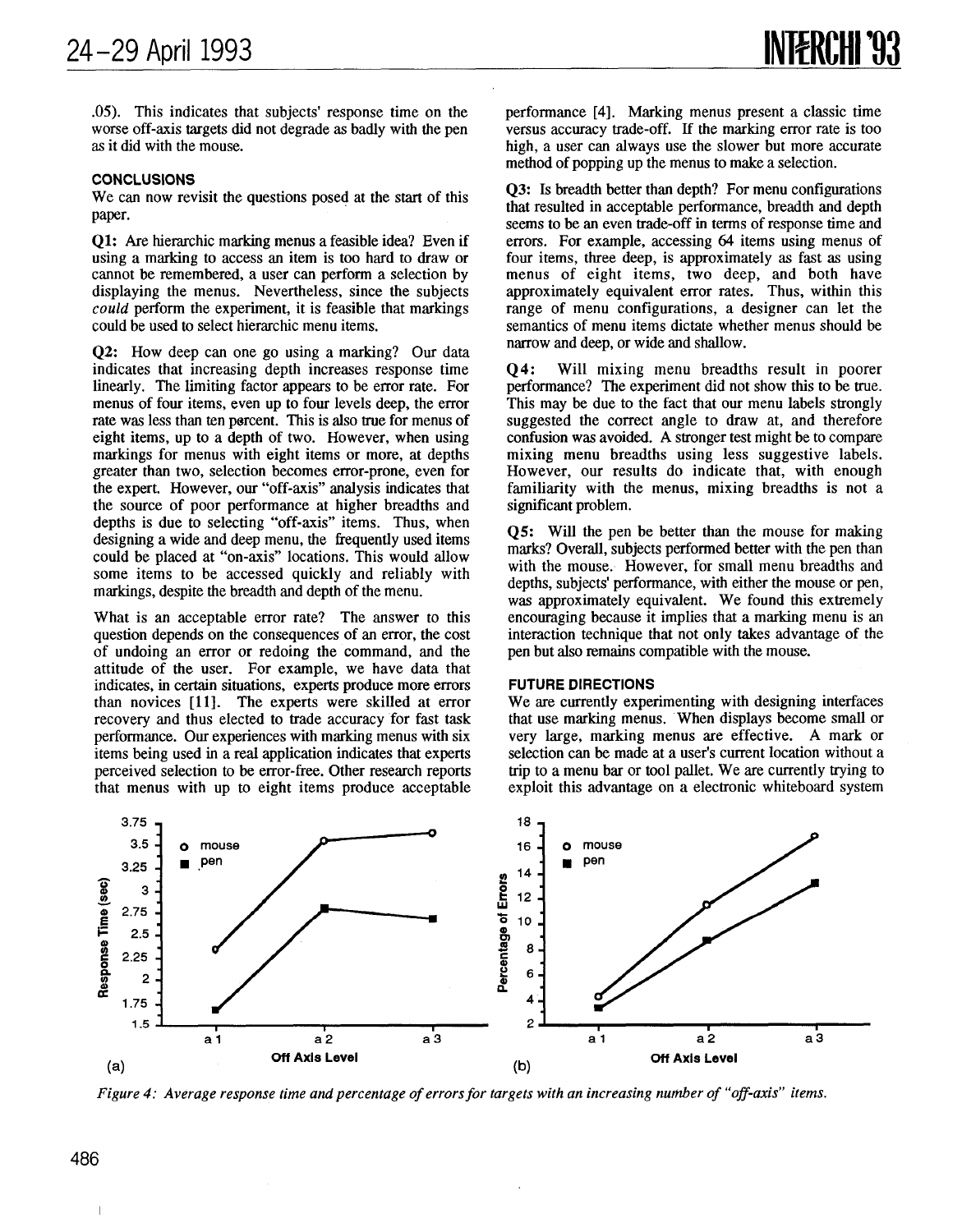.05). This indicates that subjects' response time on the worse off-axis targets did not degrade as badly with the pen as it did with the mouse.

### CONCLUSIONS

We can now revisit the questions posed at the start of this paper.

**Q1:** Are hierarchic marking menus a feasible idea? Even if using a marking to access an item is too hard to draw or cannot be remembered, a user can perform a selection by displaying the menus. Nevertheless, since the subjects *could* perform the experiment, it is feasible that markings could be used to select hierarchic menu items.

**Q2:** How deep can one go using a marking? Our data indicates that increasing depth increases response time linearly. The limiting factor appears to be error rate. For menus of four items, even up to four levels deep, the error rate was less than ten percent. This is also true for menus of eight items, up to a depth of two. However, when using markings for menus with eight items or more, at depths greater than two, selection becomes error-prone, even for the expert. However, our "off-axis" analysis indicates that the source of poor performance at higher breadths and depths is due to selecting "off-axis" items. Thus, when designing a wide and deep menu, the frequently used items could be placed at "on-axis" locations. This would allow some items to be accessed quickly and reliably with markings, despite the breadth and depth of the menu.

What is an acceptable error rate? The answer to this question depends on the consequences of an error, the cost of undoing an error or redoing the command, and the attitude of the user. For example, we have data that indicates, in certain situations, experts produce more errors than novices [11]. The experts were skilled at error recovery and thus elected to trade accuracy for fast task performance. Our experiences with marking menus with six items being used in a real application indicates that experts perceived selection to be error-free. Other research reports that menus with up to eight items produce acceptable performance [4]. Marking menus present a classic time versus accuracy trade-off. If the marking error rate is too high, a user can always use the slower but more accurate method of popping up the menus to make a selection.

**Q3:** Is breadth better than depth? For menu configurations that resulted in acceptable performance, breadth and depth seems to be an even trade-off in terms of response time and errors. For example, accessing 64 items using menus of four items, three deep, is approximately as fast as using menus of eight items, two deep, and both have approximately equivalent error rates. Thus, within this range of menu configurations, a designer can let the semantics of menu items dictate whether menus should be narrow and deep, or wide and shallow.

**Q4:** Will mixing menu breadths result in poorer performance? The experiment did not show this to be true. This may be due to the fact that our menu labels strongly suggested the correct angle to draw at, and therefore confusion was avoided. A stronger test might be to compare mixing menu breadths using less suggestive labels. However, our results do indicate that, with enough familiarity with the menus, mixing breadths is not a significant problem.

**Q5:** Will the pen be better than the mouse for making marks? Overall, subjects performed better with the pen than with the mouse. However, for small menu breadths and depths, subjects' performance, with either the mouse or pen, was approximately equivalent. We found this extremely encouraging because it implies that a marking menu is an interaction technique that not only takes advantage of the pen but also remains compatible with the mouse.

### FUTURE DIRECTIONS

We are currently experimenting with designing interfaces that use marking menus. When displays become small or very large, marking menus are effective. A mark or selection can be made at a user's current location without a trip to a menu bar or tool pallet. We are currently trying to exploit this advantage on a electronic whiteboard system

*Figure 4: Average response time and percentage of errors for targets with an increasing number of "off-axis" items.*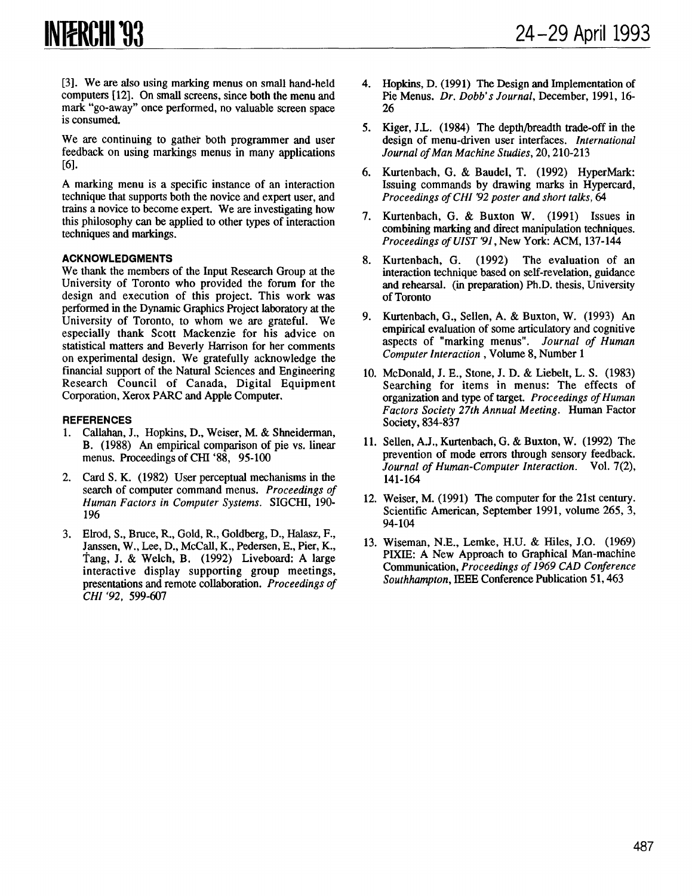[3]. We are also using marking menus on small hand-held computers [12]. On small screens, since both the menu and mark "go-away" once performed, no valuable screen space is consumed.

We are continuing to gather both programmer and user feedback on using markings menus in many applications [6].

A marking menu is a specific instance of an interaction technique that supports both the novice and expert user, and trains a novice to become expert. We are investigating how this philosophy can be applied to other types of interaction techniques and markings.

### ACKNOWLEDGMENTS

We thank the members of the Input Research Group at the University of Toronto who provided the forum for the design and execution of this project. This work was performed in the Dynamic Graphics Project laboratory at the University of Toronto, to whom we are grateful. We especially thank Scott Mackenzie for his advice on statistical matters and Beverly Harrison for her comments on experimental design. We gratefully acknowledge the financial support of the Natural Sciences and Engineering Research Council of Canada, Digital Equipment Corporation, Xerox PARC and Apple Computer.

### REFERENCES

1. Callahan, J., Hopkins, D., Weiser, M. & Shneiderman, B. (1988) An empirical comparison of pie vs. linear menus. Proceedings of CHI '88, 95-100
2. Card S. K. (1982) User perceptual mechanisms in the search of computer command menus. *Proceedings of Human Factors in Computer Systems.* SIGCHI, 190-196
3. Elrod, S., Bruce, R., Gold, R., Goldberg, D., Halasz, F., Janssen, W., Lee, D., McCall, K., Pedersen, E., Pier, K., Tang, J. & Welch, B. (1992) Liveboard: A large interactive display supporting group meetings, presentations and remote collaboration. *Proceedings of CHI '92,* 599-607
4. Hopkins, D. (1991) The Design and Implementation of Pie Menus. *Dr. Dobb's Journal*, December, 1991, 16-26
5. Kiger, J.L. (1984) The depth/breadth trade-off in the design of menu-driven user interfaces. *International Journal of Man Machine Studies*, 20, 210-213
6. Kurtenbach, G. & Baudel, T. (1992) HyperMark: Issuing commands by drawing marks in Hypercard, *Proceedings of CHI '92 poster and short talks*, 64
7. Kurtenbach, G. & Buxton W. (1991) Issues in combining marking and direct manipulation techniques. *Proceedings of UIST '91*, New York: ACM, 137-144
8. Kurtenbach, G. (1992) The evaluation of an interaction technique based on self-revelation, guidance and rehearsal. (in preparation) Ph.D. thesis, University of Toronto
9. Kurtenbach, G., Sellen, A. & Buxton, W. (1993) An empirical evaluation of some articulatory and cognitive aspects of "marking menus". *Journal of Human Computer Interaction* , Volume 8, Number 1
10. McDonald, J. E., Stone, J. D. & Liebelt, L. S. (1983) Searching for items in menus: The effects of organization and type of target. *Proceedings of Human Factors Society 27th Annual Meeting.* Human Factor Society, 834-837
11. Sellen, A.J., Kurtenbach, G. & Buxton, W. (1992) The prevention of mode errors through sensory feedback. *Journal of Human-Computer Interaction.* Vol. 7(2), 141-164
12. Weiser, M. (1991) The computer for the 21st century. Scientific American, September 1991, volume 265, 3, 94-104
13. Wiseman, N.E., Lemke, H.U. & Hiles, J.O. (1969) PIXIE: A New Approach to Graphical Man-machine Communication, *Proceedings of 1969 CAD Conference Southhampton*, IEEE Conference Publication 51, 463